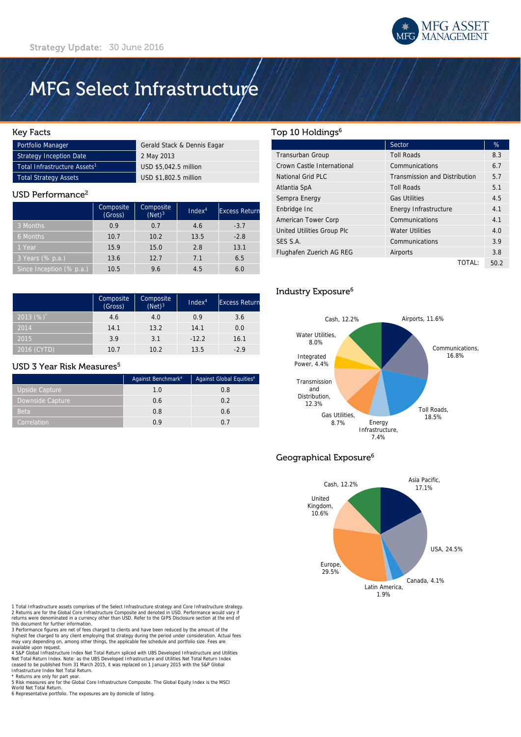MFG ASSET MANAGEMENT

Strategy Update: 30 June 2016

# MFG Select Infrastructure

## Key Facts

| | |
|---|---|
| Portfolio Manager | Gerald Stack & Dennis Eagar |
| Strategy Inception Date | 2 May 2013 |
| Total Infrastructure Assets[1] | USD $5,042.5 million |
| Total Strategy Assets | USD $1,802.5 million |

## USD Performance[2]

| | Composite (Gross) | Composite (Net)[3] | Index[4] | Excess Return |
|---|---|---|---|---|
| 3 Months | 0.9 | 0.7 | 4.6 | -3.7 |
| 6 Months | 10.7 | 10.2 | 13.5 | -2.8 |
| 1 Year | 15.9 | 15.0 | 2.8 | 13.1 |
| 3 Years (% p.a.) | 13.6 | 12.7 | 7.1 | 6.5 |
| Since Inception (% p.a.) | 10.5 | 9.6 | 4.5 | 6.0 |

| | Composite (Gross) | Composite (Net)[3] | Index[4] | Excess Return |
|---|---|---|---|---|
| 2013 (%)* | 4.6 | 4.0 | 0.9 | 3.6 |
| 2014 | 14.1 | 13.2 | 14.1 | 0.0 |
| 2015 | 3.9 | 3.1 | -12.2 | 16.1 |
| 2016 (CYTD) | 10.7 | 10.2 | 13.5 | -2.9 |

## USD 3 Year Risk Measures[5]

| | Against Benchmark[4] | Against Global Equities[4] |
|---|---|---|
| Upside Capture | 1.0 | 0.8 |
| Downside Capture | 0.6 | 0.2 |
| Beta | 0.8 | 0.6 |
| Correlation | 0.9 | 0.7 |

## Top 10 Holdings[6]

| | Sector | % |
|---|---|---|
| Transurban Group | Toll Roads | 8.3 |
| Crown Castle International | Communications | 6.7 |
| National Grid PLC | Transmission and Distribution | 5.7 |
| Atlantia SpA | Toll Roads | 5.1 |
| Sempra Energy | Gas Utilities | 4.5 |
| Enbridge Inc | Energy Infrastructure | 4.1 |
| American Tower Corp | Communications | 4.1 |
| United Utilities Group Plc | Water Utilities | 4.0 |
| SES S.A. | Communications | 3.9 |
| Flughafen Zuerich AG REG | Airports | 3.8 |
| | TOTAL: | 50.2 |

## Industry Exposure[6]

Airports, 11.6%; Communications, 16.8%; Toll Roads, 18.5%; Energy Infrastructure, 7.4%; Gas Utilities, 8.7%; Transmission and Distribution, 12.3%; Integrated Power, 4.4%; Water Utilities, 8.0%; Cash, 12.2%

## Geographical Exposure[6]

Asia Pacific, 17.1%; USA, 24.5%; Canada, 4.1%; Latin America, 1.9%; Europe, 29.5%; United Kingdom, 10.6%; Cash, 12.2%

1 Total Infrastructure assets comprises of the Select Infrastructure strategy and Core Infrastructure strategy.
2 Returns are for the Global Core Infrastructure Composite and denoted in USD. Performance would vary if returns were denominated in a currency other than USD. Refer to the GIPS Disclosure section at the end of this document for further information.
3 Performance figures are net of fees charged to clients and have been reduced by the amount of the highest fee charged to any client employing that strategy during the period under consideration. Actual fees may vary depending on, among other things, the applicable fee schedule and portfolio size. Fees are available upon request.
4 S&P Global Infrastructure Index Net Total Return spliced with UBS Developed Infrastructure and Utilities Net Total Return Index. Note: as the UBS Developed Infrastructure and Utilities Net Total Return Index ceased to be published from 31 March 2015, it was replaced on 1 January 2015 with the S&P Global Infrastructure Index Net Total Return.
* Returns are only for part year.
5 Risk measures are for the Global Core Infrastructure Composite. The Global Equity Index is the MSCI World Net Total Return.
6 Representative portfolio. The exposures are by domicile of listing.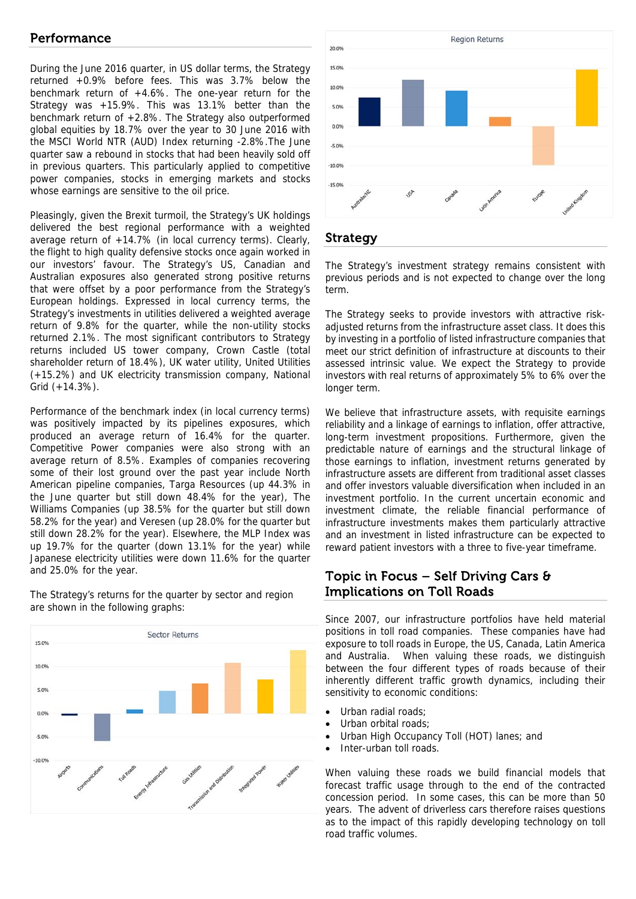## Performance

During the June 2016 quarter, in US dollar terms, the Strategy returned +0.9% before fees. This was 3.7% below the benchmark return of +4.6%. The one-year return for the Strategy was +15.9%. This was 13.1% better than the benchmark return of +2.8%. The Strategy also outperformed global equities by 18.7% over the year to 30 June 2016 with the MSCI World NTR (AUD) Index returning -2.8%.The June quarter saw a rebound in stocks that had been heavily sold off in previous quarters. This particularly applied to competitive power companies, stocks in emerging markets and stocks whose earnings are sensitive to the oil price.

Pleasingly, given the Brexit turmoil, the Strategy's UK holdings delivered the best regional performance with a weighted average return of +14.7% (in local currency terms). Clearly, the flight to high quality defensive stocks once again worked in our investors' favour. The Strategy's US, Canadian and Australian exposures also generated strong positive returns that were offset by a poor performance from the Strategy's European holdings. Expressed in local currency terms, the Strategy's investments in utilities delivered a weighted average return of 9.8% for the quarter, while the non-utility stocks returned 2.1%. The most significant contributors to Strategy returns included US tower company, Crown Castle (total shareholder return of 18.4%), UK water utility, United Utilities (+15.2%) and UK electricity transmission company, National Grid (+14.3%).

Performance of the benchmark index (in local currency terms) was positively impacted by its pipelines exposures, which produced an average return of 16.4% for the quarter. Competitive Power companies were also strong with an average return of 8.5%. Examples of companies recovering some of their lost ground over the past year include North American pipeline companies, Targa Resources (up 44.3% in the June quarter but still down 48.4% for the year), The Williams Companies (up 38.5% for the quarter but still down 58.2% for the year) and Veresen (up 28.0% for the quarter but still down 28.2% for the year). Elsewhere, the MLP Index was up 19.7% for the quarter (down 13.1% for the year) while Japanese electricity utilities were down 11.6% for the quarter and 25.0% for the year.

The Strategy's returns for the quarter by sector and region are shown in the following graphs:

## Strategy

The Strategy's investment strategy remains consistent with previous periods and is not expected to change over the long term.

The Strategy seeks to provide investors with attractive risk-adjusted returns from the infrastructure asset class. It does this by investing in a portfolio of listed infrastructure companies that meet our strict definition of infrastructure at discounts to their assessed intrinsic value. We expect the Strategy to provide investors with real returns of approximately 5% to 6% over the longer term.

We believe that infrastructure assets, with requisite earnings reliability and a linkage of earnings to inflation, offer attractive, long-term investment propositions. Furthermore, given the predictable nature of earnings and the structural linkage of those earnings to inflation, investment returns generated by infrastructure assets are different from traditional asset classes and offer investors valuable diversification when included in an investment portfolio. In the current uncertain economic and investment climate, the reliable financial performance of infrastructure investments makes them particularly attractive and an investment in listed infrastructure can be expected to reward patient investors with a three to five-year timeframe.

## Topic in Focus – Self Driving Cars & Implications on Toll Roads

Since 2007, our infrastructure portfolios have held material positions in toll road companies. These companies have had exposure to toll roads in Europe, the US, Canada, Latin America and Australia. When valuing these roads, we distinguish between the four different types of roads because of their inherently different traffic growth dynamics, including their sensitivity to economic conditions:

- Urban radial roads;
- Urban orbital roads;
- Urban High Occupancy Toll (HOT) lanes; and
- Inter-urban toll roads.

When valuing these roads we build financial models that forecast traffic usage through to the end of the contracted concession period. In some cases, this can be more than 50 years. The advent of driverless cars therefore raises questions as to the impact of this rapidly developing technology on toll road traffic volumes.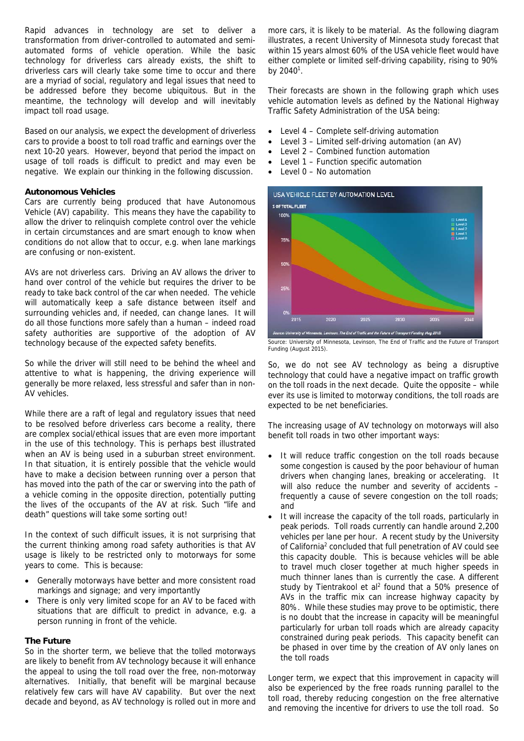Rapid advances in technology are set to deliver a transformation from driver-controlled to automated and semi-automated forms of vehicle operation. While the basic technology for driverless cars already exists, the shift to driverless cars will clearly take some time to occur and there are a myriad of social, regulatory and legal issues that need to be addressed before they become ubiquitous. But in the meantime, the technology will develop and will inevitably impact toll road usage.

Based on our analysis, we expect the development of driverless cars to provide a boost to toll road traffic and earnings over the next 10-20 years. However, beyond that period the impact on usage of toll roads is difficult to predict and may even be negative. We explain our thinking in the following discussion.

**Autonomous Vehicles**

Cars are currently being produced that have Autonomous Vehicle (AV) capability. This means they have the capability to allow the driver to relinquish complete control over the vehicle in certain circumstances and are smart enough to know when conditions do not allow that to occur, e.g. when lane markings are confusing or non-existent.

AVs are not driverless cars. Driving an AV allows the driver to hand over control of the vehicle but requires the driver to be ready to take back control of the car when needed. The vehicle will automatically keep a safe distance between itself and surrounding vehicles and, if needed, can change lanes. It will do all those functions more safely than a human – indeed road safety authorities are supportive of the adoption of AV technology because of the expected safety benefits.

So while the driver will still need to be behind the wheel and attentive to what is happening, the driving experience will generally be more relaxed, less stressful and safer than in non-AV vehicles.

While there are a raft of legal and regulatory issues that need to be resolved before driverless cars become a reality, there are complex social/ethical issues that are even more important in the use of this technology. This is perhaps best illustrated when an AV is being used in a suburban street environment. In that situation, it is entirely possible that the vehicle would have to make a decision between running over a person that has moved into the path of the car or swerving into the path of a vehicle coming in the opposite direction, potentially putting the lives of the occupants of the AV at risk. Such "life and death" questions will take some sorting out!

In the context of such difficult issues, it is not surprising that the current thinking among road safety authorities is that AV usage is likely to be restricted only to motorways for some years to come. This is because:

- Generally motorways have better and more consistent road markings and signage; and very importantly
- There is only very limited scope for an AV to be faced with situations that are difficult to predict in advance, e.g. a person running in front of the vehicle.

**The Future**

So in the shorter term, we believe that the tolled motorways are likely to benefit from AV technology because it will enhance the appeal to using the toll road over the free, non-motorway alternatives. Initially, that benefit will be marginal because relatively few cars will have AV capability. But over the next decade and beyond, as AV technology is rolled out in more and more cars, it is likely to be material. As the following diagram illustrates, a recent University of Minnesota study forecast that within 15 years almost 60% of the USA vehicle fleet would have either complete or limited self-driving capability, rising to 90% by 2040[1].

Their forecasts are shown in the following graph which uses vehicle automation levels as defined by the National Highway Traffic Safety Administration of the USA being:

- Level 4 – Complete self-driving automation
- Level 3 – Limited self-driving automation (an AV)
- Level 2 – Combined function automation
- Level 1 – Function specific automation
- Level 0 – No automation

Source: University of Minnesota, Levinson, The End of Traffic and the Future of Transport Funding (August 2015).

So, we do not see AV technology as being a disruptive technology that could have a negative impact on traffic growth on the toll roads in the next decade. Quite the opposite – while ever its use is limited to motorway conditions, the toll roads are expected to be net beneficiaries.

The increasing usage of AV technology on motorways will also benefit toll roads in two other important ways:

- It will reduce traffic congestion on the toll roads because some congestion is caused by the poor behaviour of human drivers when changing lanes, breaking or accelerating. It will also reduce the number and severity of accidents – frequently a cause of severe congestion on the toll roads; and
- It will increase the capacity of the toll roads, particularly in peak periods. Toll roads currently can handle around 2,200 vehicles per lane per hour. A recent study by the University of California[2] concluded that full penetration of AV could see this capacity double. This is because vehicles will be able to travel much closer together at much higher speeds in much thinner lanes than is currently the case. A different study by Tientrakool et al[2] found that a 50% presence of AVs in the traffic mix can increase highway capacity by 80%. While these studies may prove to be optimistic, there is no doubt that the increase in capacity will be meaningful particularly for urban toll roads which are already capacity constrained during peak periods. This capacity benefit can be phased in over time by the creation of AV only lanes on the toll roads

Longer term, we expect that this improvement in capacity will also be experienced by the free roads running parallel to the toll road, thereby reducing congestion on the free alternative and removing the incentive for drivers to use the toll road. So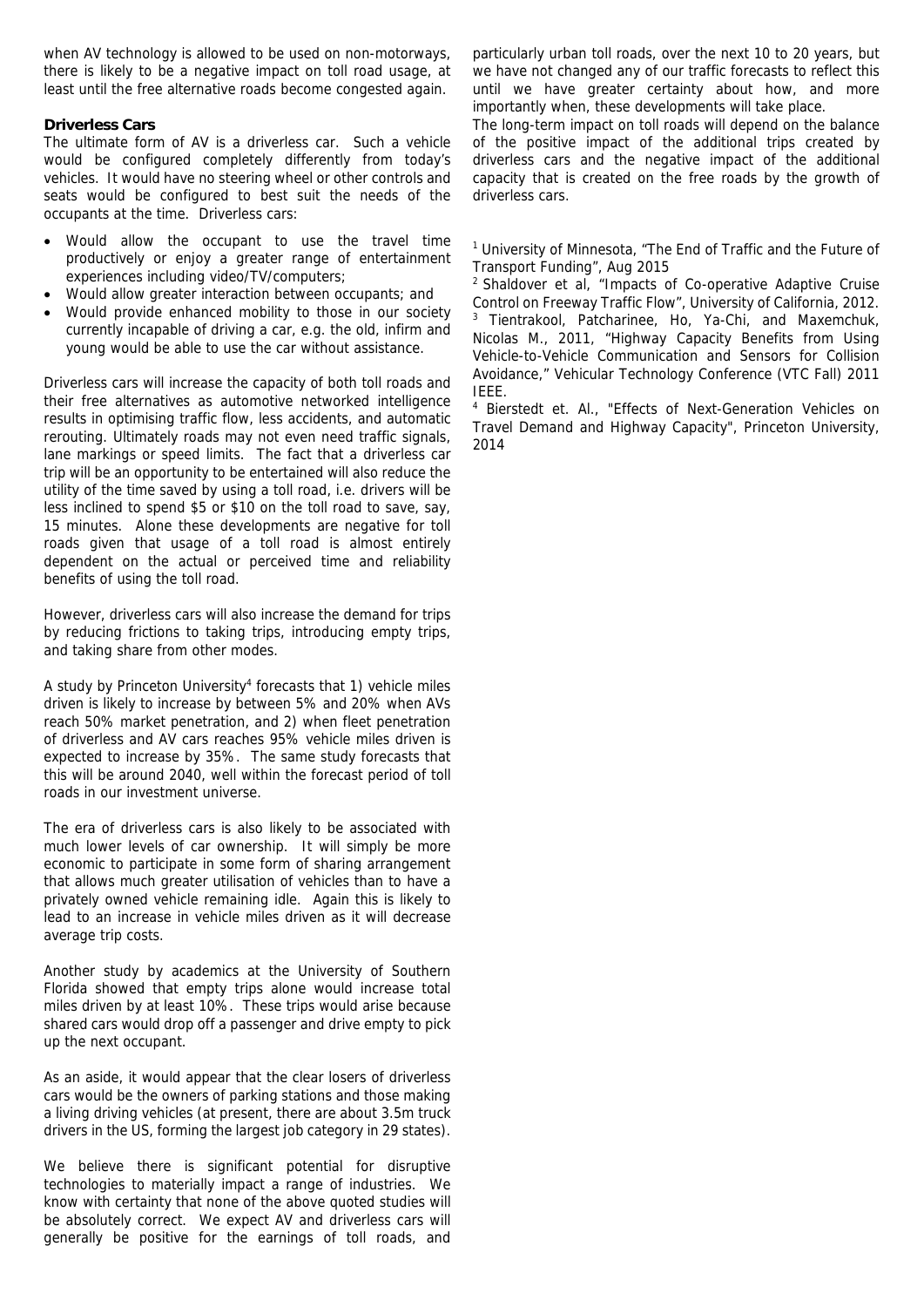when AV technology is allowed to be used on non-motorways, there is likely to be a negative impact on toll road usage, at least until the free alternative roads become congested again.

**Driverless Cars**

The ultimate form of AV is a driverless car. Such a vehicle would be configured completely differently from today's vehicles. It would have no steering wheel or other controls and seats would be configured to best suit the needs of the occupants at the time. Driverless cars:

- Would allow the occupant to use the travel time productively or enjoy a greater range of entertainment experiences including video/TV/computers;
- Would allow greater interaction between occupants; and
- Would provide enhanced mobility to those in our society currently incapable of driving a car, e.g. the old, infirm and young would be able to use the car without assistance.

Driverless cars will increase the capacity of both toll roads and their free alternatives as automotive networked intelligence results in optimising traffic flow, less accidents, and automatic rerouting. Ultimately roads may not even need traffic signals, lane markings or speed limits. The fact that a driverless car trip will be an opportunity to be entertained will also reduce the utility of the time saved by using a toll road, i.e. drivers will be less inclined to spend $5 or $10 on the toll road to save, say, 15 minutes. Alone these developments are negative for toll roads given that usage of a toll road is almost entirely dependent on the actual or perceived time and reliability benefits of using the toll road.

However, driverless cars will also increase the demand for trips by reducing frictions to taking trips, introducing empty trips, and taking share from other modes.

A study by Princeton University[4] forecasts that 1) vehicle miles driven is likely to increase by between 5% and 20% when AVs reach 50% market penetration, and 2) when fleet penetration of driverless and AV cars reaches 95% vehicle miles driven is expected to increase by 35%. The same study forecasts that this will be around 2040, well within the forecast period of toll roads in our investment universe.

The era of driverless cars is also likely to be associated with much lower levels of car ownership. It will simply be more economic to participate in some form of sharing arrangement that allows much greater utilisation of vehicles than to have a privately owned vehicle remaining idle. Again this is likely to lead to an increase in vehicle miles driven as it will decrease average trip costs.

Another study by academics at the University of Southern Florida showed that empty trips alone would increase total miles driven by at least 10%. These trips would arise because shared cars would drop off a passenger and drive empty to pick up the next occupant.

As an aside, it would appear that the clear losers of driverless cars would be the owners of parking stations and those making a living driving vehicles (at present, there are about 3.5m truck drivers in the US, forming the largest job category in 29 states).

We believe there is significant potential for disruptive technologies to materially impact a range of industries. We know with certainty that none of the above quoted studies will be absolutely correct. We expect AV and driverless cars will generally be positive for the earnings of toll roads, and particularly urban toll roads, over the next 10 to 20 years, but we have not changed any of our traffic forecasts to reflect this until we have greater certainty about how, and more importantly when, these developments will take place.

The long-term impact on toll roads will depend on the balance of the positive impact of the additional trips created by driverless cars and the negative impact of the additional capacity that is created on the free roads by the growth of driverless cars.

---

[1] University of Minnesota, "The End of Traffic and the Future of Transport Funding", Aug 2015

[2] Shaldover et al, "Impacts of Co-operative Adaptive Cruise Control on Freeway Traffic Flow", University of California, 2012.

[3] Tientrakool, Patcharinee, Ho, Ya-Chi, and Maxemchuk, Nicolas M., 2011, "Highway Capacity Benefits from Using Vehicle-to-Vehicle Communication and Sensors for Collision Avoidance," Vehicular Technology Conference (VTC Fall) 2011 IEEE.

[4] Bierstedt et. Al., "Effects of Next-Generation Vehicles on Travel Demand and Highway Capacity", Princeton University, 2014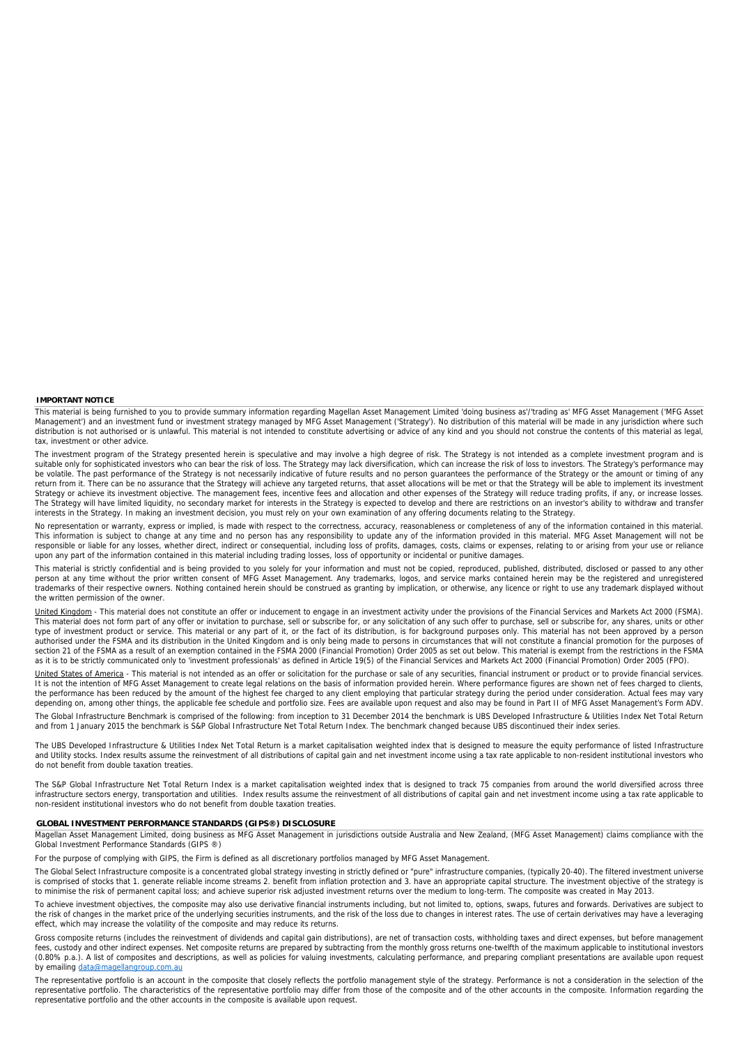## IMPORTANT NOTICE

This material is being furnished to you to provide summary information regarding Magellan Asset Management Limited 'doing business as'/'trading as' MFG Asset Management ('MFG Asset Management') and an investment fund or investment strategy managed by MFG Asset Management ('Strategy'). No distribution of this material will be made in any jurisdiction where such distribution is not authorised or is unlawful. This material is not intended to constitute advertising or advice of any kind and you should not construe the contents of this material as legal, tax, investment or other advice.

The investment program of the Strategy presented herein is speculative and may involve a high degree of risk. The Strategy is not intended as a complete investment program and is suitable only for sophisticated investors who can bear the risk of loss. The Strategy may lack diversification, which can increase the risk of loss to investors. The Strategy's performance may be volatile. The past performance of the Strategy is not necessarily indicative of future results and no person guarantees the performance of the Strategy or the amount or timing of any return from it. There can be no assurance that the Strategy will achieve any targeted returns, that asset allocations will be met or that the Strategy will be able to implement its investment Strategy or achieve its investment objective. The management fees, incentive fees and allocation and other expenses of the Strategy will reduce trading profits, if any, or increase losses. The Strategy will have limited liquidity, no secondary market for interests in the Strategy is expected to develop and there are restrictions on an investor's ability to withdraw and transfer interests in the Strategy. In making an investment decision, you must rely on your own examination of any offering documents relating to the Strategy.

No representation or warranty, express or implied, is made with respect to the correctness, accuracy, reasonableness or completeness of any of the information contained in this material. This information is subject to change at any time and no person has any responsibility to update any of the information provided in this material. MFG Asset Management will not be responsible or liable for any losses, whether direct, indirect or consequential, including loss of profits, damages, costs, claims or expenses, relating to or arising from your use or reliance upon any part of the information contained in this material including trading losses, loss of opportunity or incidental or punitive damages.

This material is strictly confidential and is being provided to you solely for your information and must not be copied, reproduced, published, distributed, disclosed or passed to any other person at any time without the prior written consent of MFG Asset Management. Any trademarks, logos, and service marks contained herein may be the registered and unregistered trademarks of their respective owners. Nothing contained herein should be construed as granting by implication, or otherwise, any licence or right to use any trademark displayed without the written permission of the owner.

United Kingdom - This material does not constitute an offer or inducement to engage in an investment activity under the provisions of the Financial Services and Markets Act 2000 (FSMA). This material does not form part of any offer or invitation to purchase, sell or subscribe for, or any solicitation of any such offer to purchase, sell or subscribe for, any shares, units or other type of investment product or service. This material or any part of it, or the fact of its distribution, is for background purposes only. This material has not been approved by a person authorised under the FSMA and its distribution in the United Kingdom and is only being made to persons in circumstances that will not constitute a financial promotion for the purposes of section 21 of the FSMA as a result of an exemption contained in the FSMA 2000 (Financial Promotion) Order 2005 as set out below. This material is exempt from the restrictions in the FSMA as it is to be strictly communicated only to 'investment professionals' as defined in Article 19(5) of the Financial Services and Markets Act 2000 (Financial Promotion) Order 2005 (FPO).

United States of America - This material is not intended as an offer or solicitation for the purchase or sale of any securities, financial instrument or product or to provide financial services. It is not the intention of MFG Asset Management to create legal relations on the basis of information provided herein. Where performance figures are shown net of fees charged to clients, the performance has been reduced by the amount of the highest fee charged to any client employing that particular strategy during the period under consideration. Actual fees may vary depending on, among other things, the applicable fee schedule and portfolio size. Fees are available upon request and also may be found in Part II of MFG Asset Management's Form ADV.

The Global Infrastructure Benchmark is comprised of the following: from inception to 31 December 2014 the benchmark is UBS Developed Infrastructure & Utilities Index Net Total Return and from 1 January 2015 the benchmark is S&P Global Infrastructure Net Total Return Index. The benchmark changed because UBS discontinued their index series.

The UBS Developed Infrastructure & Utilities Index Net Total Return is a market capitalisation weighted index that is designed to measure the equity performance of listed Infrastructure and Utility stocks. Index results assume the reinvestment of all distributions of capital gain and net investment income using a tax rate applicable to non-resident institutional investors who do not benefit from double taxation treaties.

The S&P Global Infrastructure Net Total Return Index is a market capitalisation weighted index that is designed to track 75 companies from around the world diversified across three infrastructure sectors energy, transportation and utilities. Index results assume the reinvestment of all distributions of capital gain and net investment income using a tax rate applicable to non-resident institutional investors who do not benefit from double taxation treaties.

## GLOBAL INVESTMENT PERFORMANCE STANDARDS (GIPS®) DISCLOSURE

Magellan Asset Management Limited, doing business as MFG Asset Management in jurisdictions outside Australia and New Zealand, (MFG Asset Management) claims compliance with the Global Investment Performance Standards (GIPS ®)

For the purpose of complying with GIPS, the Firm is defined as all discretionary portfolios managed by MFG Asset Management.

The Global Select Infrastructure composite is a concentrated global strategy investing in strictly defined or "pure" infrastructure companies, (typically 20-40). The filtered investment universe is comprised of stocks that 1. generate reliable income streams 2. benefit from inflation protection and 3. have an appropriate capital structure. The investment objective of the strategy is to minimise the risk of permanent capital loss; and achieve superior risk adjusted investment returns over the medium to long-term. The composite was created in May 2013.

To achieve investment objectives, the composite may also use derivative financial instruments including, but not limited to, options, swaps, futures and forwards. Derivatives are subject to the risk of changes in the market price of the underlying securities instruments, and the risk of the loss due to changes in interest rates. The use of certain derivatives may have a leveraging effect, which may increase the volatility of the composite and may reduce its returns.

Gross composite returns (includes the reinvestment of dividends and capital gain distributions), are net of transaction costs, withholding taxes and direct expenses, but before management fees, custody and other indirect expenses. Net composite returns are prepared by subtracting from the monthly gross returns one-twelfth of the maximum applicable to institutional investors (0.80% p.a.). A list of composites and descriptions, as well as policies for valuing investments, calculating performance, and preparing compliant presentations are available upon request by emailing data@magellangroup.com.au

The representative portfolio is an account in the composite that closely reflects the portfolio management style of the strategy. Performance is not a consideration in the selection of the representative portfolio. The characteristics of the representative portfolio may differ from those of the composite and of the other accounts in the composite. Information regarding the representative portfolio and the other accounts in the composite is available upon request.